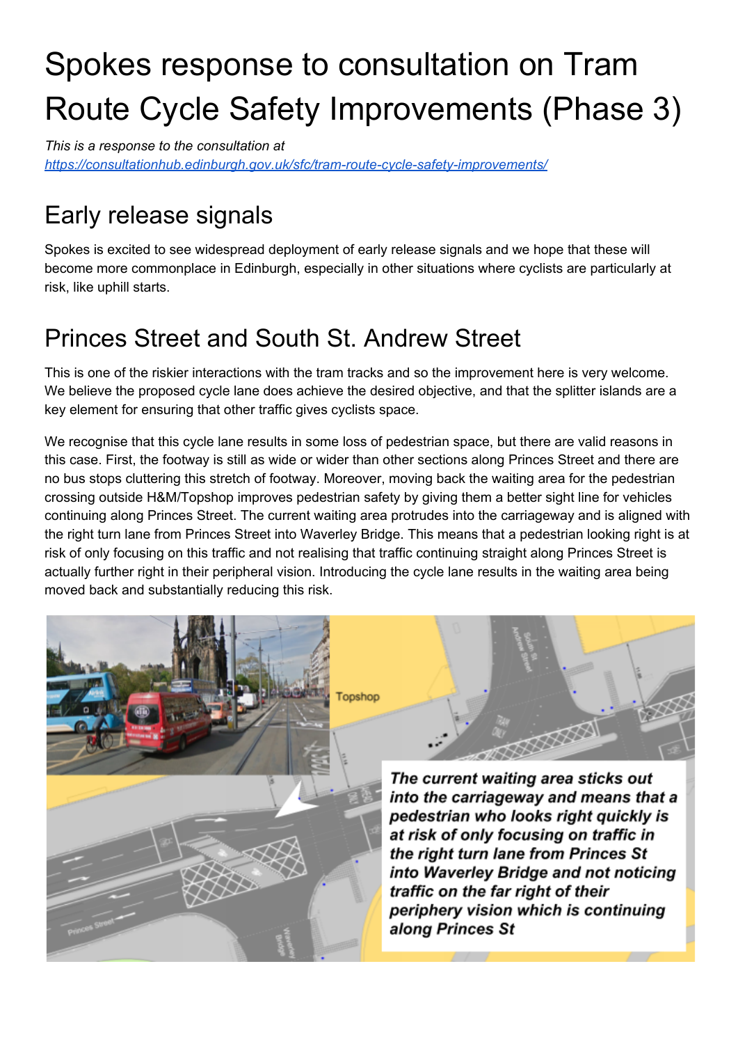# Spokes response to consultation on Tram Route Cycle Safety Improvements (Phase 3)

*This is a response to the consultation at* [*https://consultationhub.edinburgh.gov.uk/sfc/tram-route-cycle-safety-improvements/*](https://consultationhub.edinburgh.gov.uk/sfc/tram-route-cycle-safety-improvements/)

## Early release signals

Spokes is excited to see widespread deployment of early release signals and we hope that these will become more commonplace in Edinburgh, especially in other situations where cyclists are particularly at risk, like uphill starts.

## Princes Street and South St. Andrew Street

This is one of the riskier interactions with the tram tracks and so the improvement here is very welcome. We believe the proposed cycle lane does achieve the desired objective, and that the splitter islands are a key element for ensuring that other traffic gives cyclists space.

We recognise that this cycle lane results in some loss of pedestrian space, but there are valid reasons in this case. First, the footway is still as wide or wider than other sections along Princes Street and there are no bus stops cluttering this stretch of footway. Moreover, moving back the waiting area for the pedestrian crossing outside H&M/Topshop improves pedestrian safety by giving them a better sight line for vehicles continuing along Princes Street. The current waiting area protrudes into the carriageway and is aligned with the right turn lane from Princes Street into Waverley Bridge. This means that a pedestrian looking right is at risk of only focusing on this traffic and not realising that traffic continuing straight along Princes Street is actually further right in their peripheral vision. Introducing the cycle lane results in the waiting area being moved back and substantially reducing this risk.

***The current waiting area sticks out into the carriageway and means that a pedestrian who looks right quickly is at risk of only focusing on traffic in the right turn lane from Princes St into Waverley Bridge and not noticing traffic on the far right of their periphery vision which is continuing along Princes St***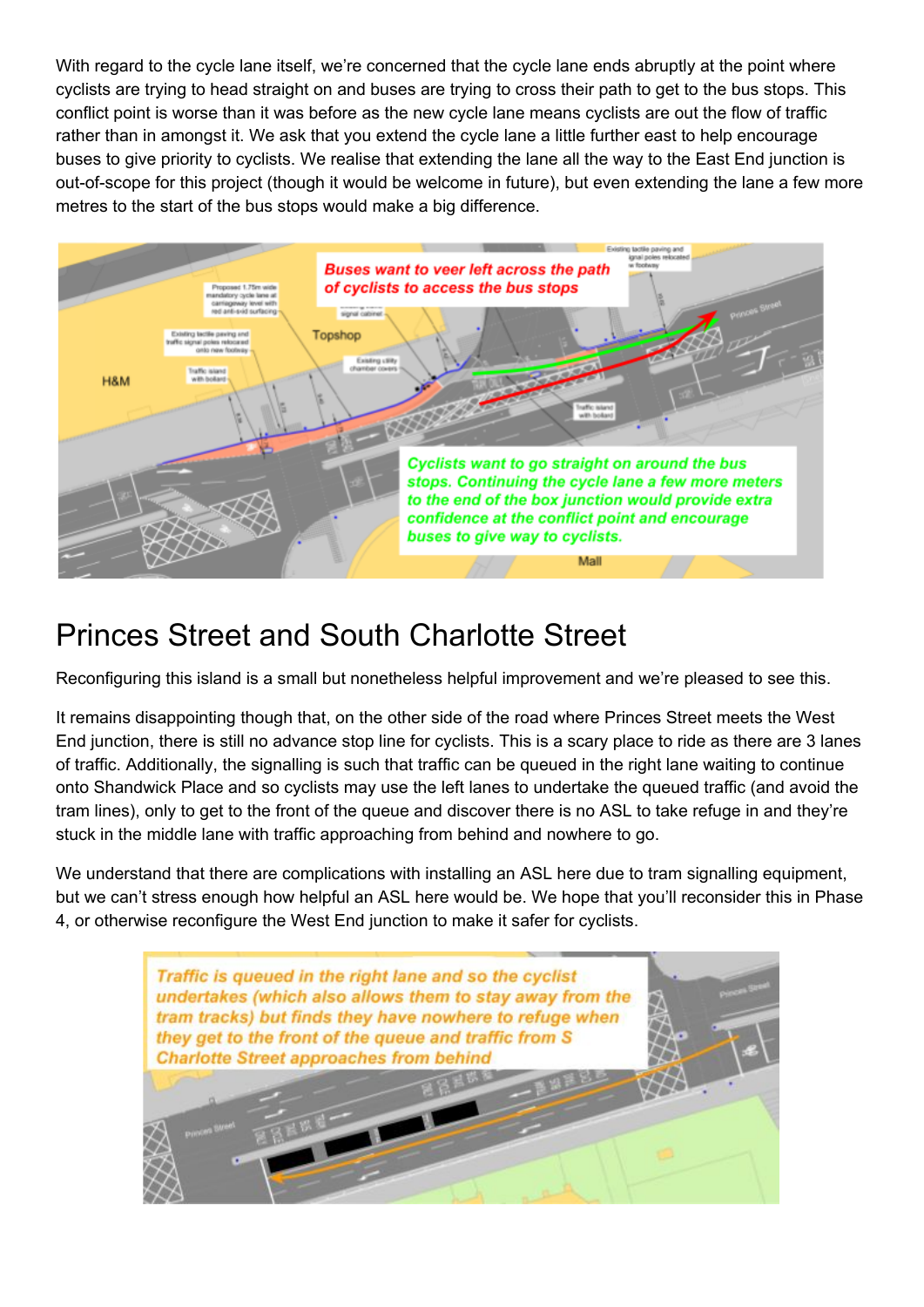With regard to the cycle lane itself, we're concerned that the cycle lane ends abruptly at the point where cyclists are trying to head straight on and buses are trying to cross their path to get to the bus stops. This conflict point is worse than it was before as the new cycle lane means cyclists are out the flow of traffic rather than in amongst it. We ask that you extend the cycle lane a little further east to help encourage buses to give priority to cyclists. We realise that extending the lane all the way to the East End junction is out-of-scope for this project (though it would be welcome in future), but even extending the lane a few more metres to the start of the bus stops would make a big difference.

## Princes Street and South Charlotte Street

Reconfiguring this island is a small but nonetheless helpful improvement and we're pleased to see this.

It remains disappointing though that, on the other side of the road where Princes Street meets the West End junction, there is still no advance stop line for cyclists. This is a scary place to ride as there are 3 lanes of traffic. Additionally, the signalling is such that traffic can be queued in the right lane waiting to continue onto Shandwick Place and so cyclists may use the left lanes to undertake the queued traffic (and avoid the tram lines), only to get to the front of the queue and discover there is no ASL to take refuge in and they're stuck in the middle lane with traffic approaching from behind and nowhere to go.

We understand that there are complications with installing an ASL here due to tram signalling equipment, but we can't stress enough how helpful an ASL here would be. We hope that you'll reconsider this in Phase 4, or otherwise reconfigure the West End junction to make it safer for cyclists.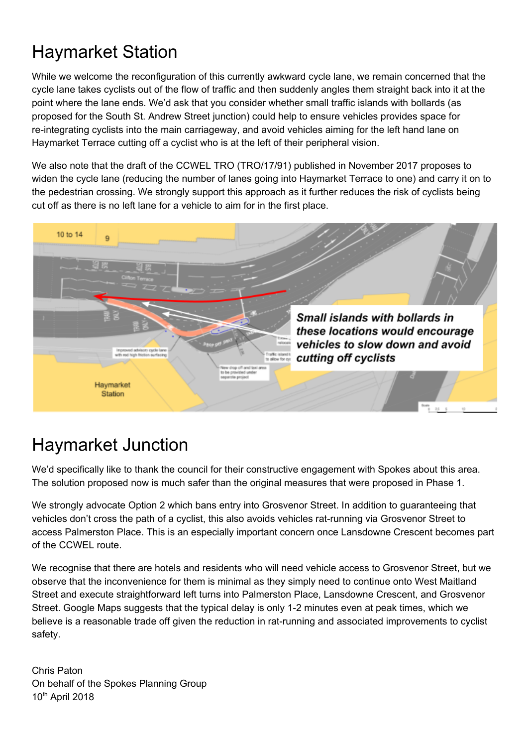# Haymarket Station

While we welcome the reconfiguration of this currently awkward cycle lane, we remain concerned that the cycle lane takes cyclists out of the flow of traffic and then suddenly angles them straight back into it at the point where the lane ends. We'd ask that you consider whether small traffic islands with bollards (as proposed for the South St. Andrew Street junction) could help to ensure vehicles provides space for re-integrating cyclists into the main carriageway, and avoid vehicles aiming for the left hand lane on Haymarket Terrace cutting off a cyclist who is at the left of their peripheral vision.

We also note that the draft of the CCWEL TRO (TRO/17/91) published in November 2017 proposes to widen the cycle lane (reducing the number of lanes going into Haymarket Terrace to one) and carry it on to the pedestrian crossing. We strongly support this approach as it further reduces the risk of cyclists being cut off as there is no left lane for a vehicle to aim for in the first place.

***Small islands with bollards in these locations would encourage vehicles to slow down and avoid cutting off cyclists***

# Haymarket Junction

We'd specifically like to thank the council for their constructive engagement with Spokes about this area. The solution proposed now is much safer than the original measures that were proposed in Phase 1.

We strongly advocate Option 2 which bans entry into Grosvenor Street. In addition to guaranteeing that vehicles don't cross the path of a cyclist, this also avoids vehicles rat-running via Grosvenor Street to access Palmerston Place. This is an especially important concern once Lansdowne Crescent becomes part of the CCWEL route.

We recognise that there are hotels and residents who will need vehicle access to Grosvenor Street, but we observe that the inconvenience for them is minimal as they simply need to continue onto West Maitland Street and execute straightforward left turns into Palmerston Place, Lansdowne Crescent, and Grosvenor Street. Google Maps suggests that the typical delay is only 1-2 minutes even at peak times, which we believe is a reasonable trade off given the reduction in rat-running and associated improvements to cyclist safety.

Chris Paton
On behalf of the Spokes Planning Group
10th April 2018